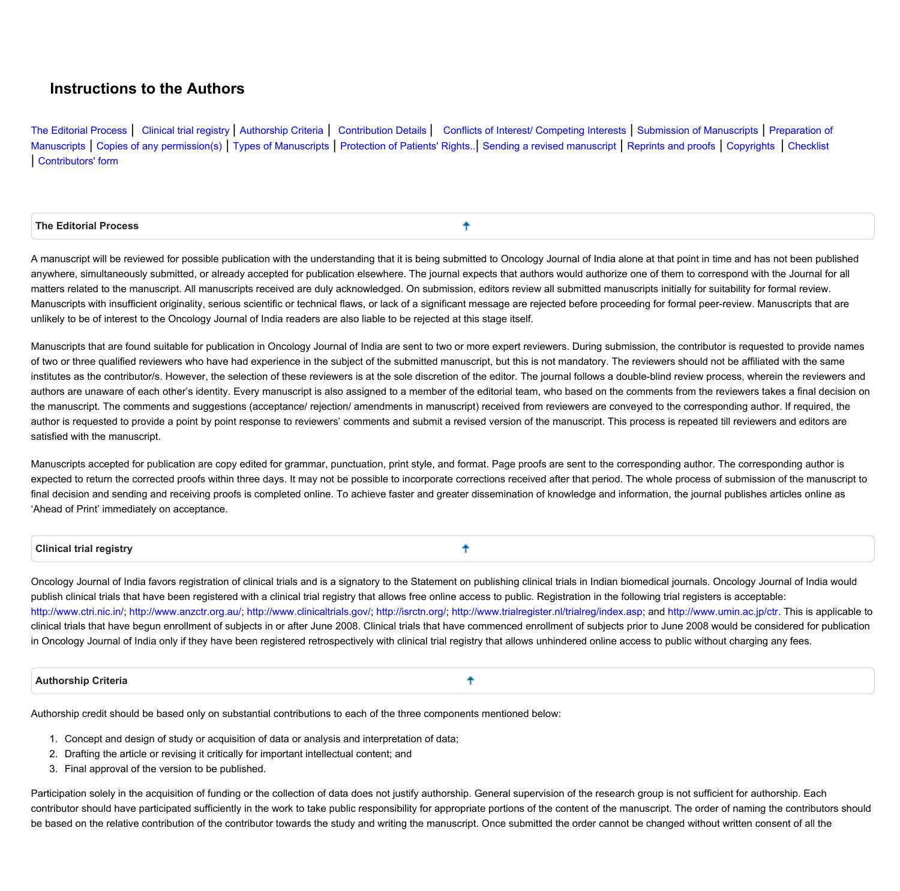# Instructions to the Authors

The Editorial Process | Clinical trial registry | Authorship Criteria | Contribution Details | Conflicts of Interest/ Competing Interests | Submission of Manuscripts | Preparation of Manuscripts | Copies of any permission(s) | Types of Manuscripts | Protection of Patients' Rights.. | Sending a revised manuscript | Reprints and proofs | Copyrights | Checklist | Contributors' form

## The Editorial Process

A manuscript will be reviewed for possible publication with the understanding that it is being submitted to Oncology Journal of India alone at that point in time and has not been published anywhere, simultaneously submitted, or already accepted for publication elsewhere. The journal expects that authors would authorize one of them to correspond with the Journal for all matters related to the manuscript. All manuscripts received are duly acknowledged. On submission, editors review all submitted manuscripts initially for suitability for formal review. Manuscripts with insufficient originality, serious scientific or technical flaws, or lack of a significant message are rejected before proceeding for formal peer-review. Manuscripts that are unlikely to be of interest to the Oncology Journal of India readers are also liable to be rejected at this stage itself.

Manuscripts that are found suitable for publication in Oncology Journal of India are sent to two or more expert reviewers. During submission, the contributor is requested to provide names of two or three qualified reviewers who have had experience in the subject of the submitted manuscript, but this is not mandatory. The reviewers should not be affiliated with the same institutes as the contributor/s. However, the selection of these reviewers is at the sole discretion of the editor. The journal follows a double-blind review process, wherein the reviewers and authors are unaware of each other's identity. Every manuscript is also assigned to a member of the editorial team, who based on the comments from the reviewers takes a final decision on the manuscript. The comments and suggestions (acceptance/ rejection/ amendments in manuscript) received from reviewers are conveyed to the corresponding author. If required, the author is requested to provide a point by point response to reviewers' comments and submit a revised version of the manuscript. This process is repeated till reviewers and editors are satisfied with the manuscript.

Manuscripts accepted for publication are copy edited for grammar, punctuation, print style, and format. Page proofs are sent to the corresponding author. The corresponding author is expected to return the corrected proofs within three days. It may not be possible to incorporate corrections received after that period. The whole process of submission of the manuscript to final decision and sending and receiving proofs is completed online. To achieve faster and greater dissemination of knowledge and information, the journal publishes articles online as 'Ahead of Print' immediately on acceptance.

## Clinical trial registry

Oncology Journal of India favors registration of clinical trials and is a signatory to the Statement on publishing clinical trials in Indian biomedical journals. Oncology Journal of India would publish clinical trials that have been registered with a clinical trial registry that allows free online access to public. Registration in the following trial registers is acceptable: http://www.ctri.nic.in/; http://www.anzctr.org.au/; http://www.clinicaltrials.gov/; http://isrctn.org/; http://www.trialregister.nl/trialreg/index.asp; and http://www.umin.ac.jp/ctr. This is applicable to clinical trials that have begun enrollment of subjects in or after June 2008. Clinical trials that have commenced enrollment of subjects prior to June 2008 would be considered for publication in Oncology Journal of India only if they have been registered retrospectively with clinical trial registry that allows unhindered online access to public without charging any fees.

## Authorship Criteria

Authorship credit should be based only on substantial contributions to each of the three components mentioned below:

1. Concept and design of study or acquisition of data or analysis and interpretation of data;
2. Drafting the article or revising it critically for important intellectual content; and
3. Final approval of the version to be published.

Participation solely in the acquisition of funding or the collection of data does not justify authorship. General supervision of the research group is not sufficient for authorship. Each contributor should have participated sufficiently in the work to take public responsibility for appropriate portions of the content of the manuscript. The order of naming the contributors should be based on the relative contribution of the contributor towards the study and writing the manuscript. Once submitted the order cannot be changed without written consent of all the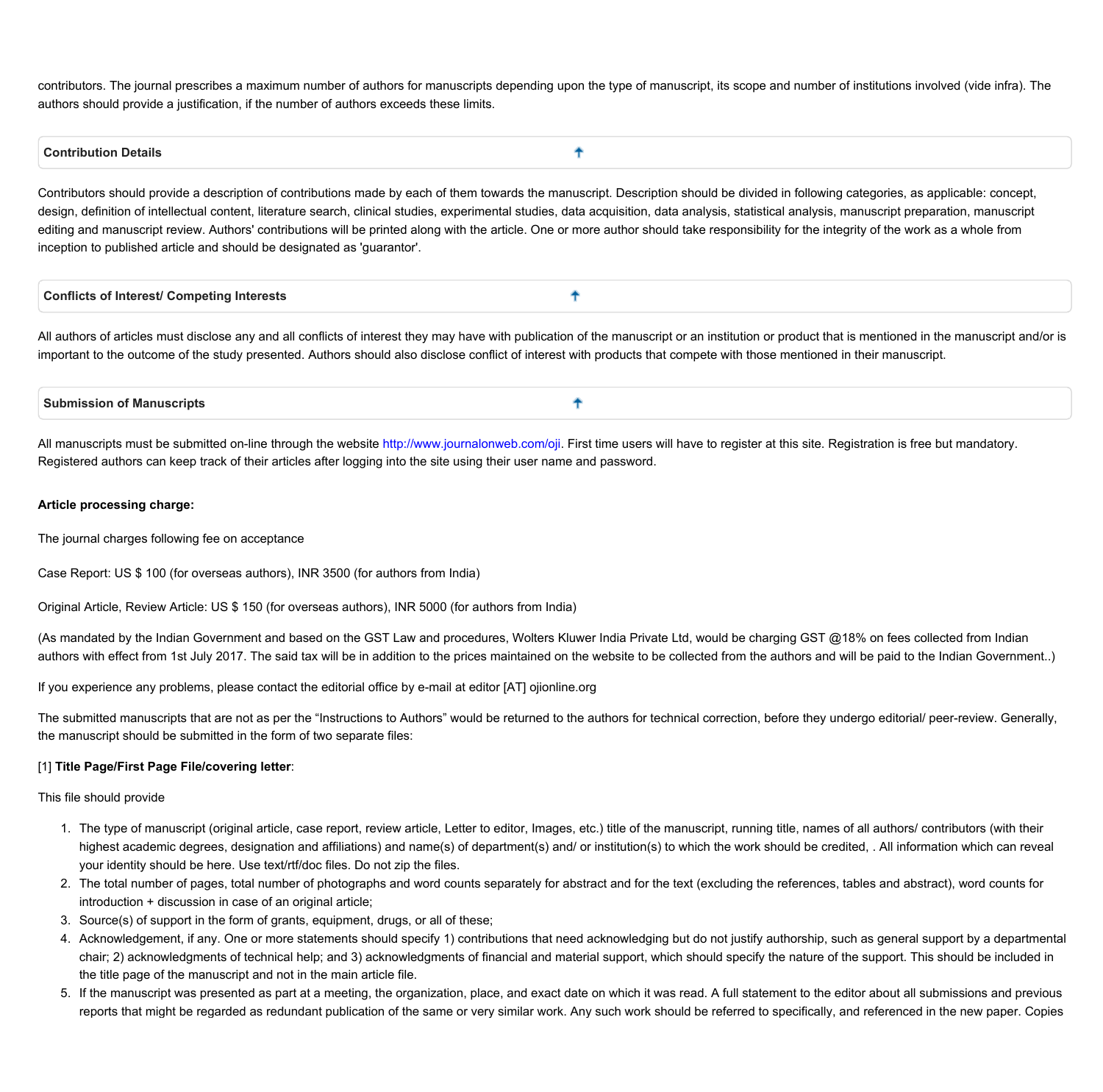contributors. The journal prescribes a maximum number of authors for manuscripts depending upon the type of manuscript, its scope and number of institutions involved (vide infra). The authors should provide a justification, if the number of authors exceeds these limits.

### Contribution Details

Contributors should provide a description of contributions made by each of them towards the manuscript. Description should be divided in following categories, as applicable: concept, design, definition of intellectual content, literature search, clinical studies, experimental studies, data acquisition, data analysis, statistical analysis, manuscript preparation, manuscript editing and manuscript review. Authors' contributions will be printed along with the article. One or more author should take responsibility for the integrity of the work as a whole from inception to published article and should be designated as 'guarantor'.

### Conflicts of Interest/ Competing Interests

All authors of articles must disclose any and all conflicts of interest they may have with publication of the manuscript or an institution or product that is mentioned in the manuscript and/or is important to the outcome of the study presented. Authors should also disclose conflict of interest with products that compete with those mentioned in their manuscript.

### Submission of Manuscripts

All manuscripts must be submitted on-line through the website http://www.journalonweb.com/oji. First time users will have to register at this site. Registration is free but mandatory. Registered authors can keep track of their articles after logging into the site using their user name and password.

**Article processing charge:**

The journal charges following fee on acceptance

Case Report: US $ 100 (for overseas authors), INR 3500 (for authors from India)

Original Article, Review Article: US $ 150 (for overseas authors), INR 5000 (for authors from India)

(As mandated by the Indian Government and based on the GST Law and procedures, Wolters Kluwer India Private Ltd, would be charging GST @18% on fees collected from Indian authors with effect from 1st July 2017. The said tax will be in addition to the prices maintained on the website to be collected from the authors and will be paid to the Indian Government..)

If you experience any problems, please contact the editorial office by e-mail at editor [AT] ojionline.org

The submitted manuscripts that are not as per the “Instructions to Authors” would be returned to the authors for technical correction, before they undergo editorial/ peer-review. Generally, the manuscript should be submitted in the form of two separate files:

[1] **Title Page/First Page File/covering letter**:

This file should provide

1. The type of manuscript (original article, case report, review article, Letter to editor, Images, etc.) title of the manuscript, running title, names of all authors/ contributors (with their highest academic degrees, designation and affiliations) and name(s) of department(s) and/ or institution(s) to which the work should be credited, . All information which can reveal your identity should be here. Use text/rtf/doc files. Do not zip the files.
2. The total number of pages, total number of photographs and word counts separately for abstract and for the text (excluding the references, tables and abstract), word counts for introduction + discussion in case of an original article;
3. Source(s) of support in the form of grants, equipment, drugs, or all of these;
4. Acknowledgement, if any. One or more statements should specify 1) contributions that need acknowledging but do not justify authorship, such as general support by a departmental chair; 2) acknowledgments of technical help; and 3) acknowledgments of financial and material support, which should specify the nature of the support. This should be included in the title page of the manuscript and not in the main article file.
5. If the manuscript was presented as part at a meeting, the organization, place, and exact date on which it was read. A full statement to the editor about all submissions and previous reports that might be regarded as redundant publication of the same or very similar work. Any such work should be referred to specifically, and referenced in the new paper. Copies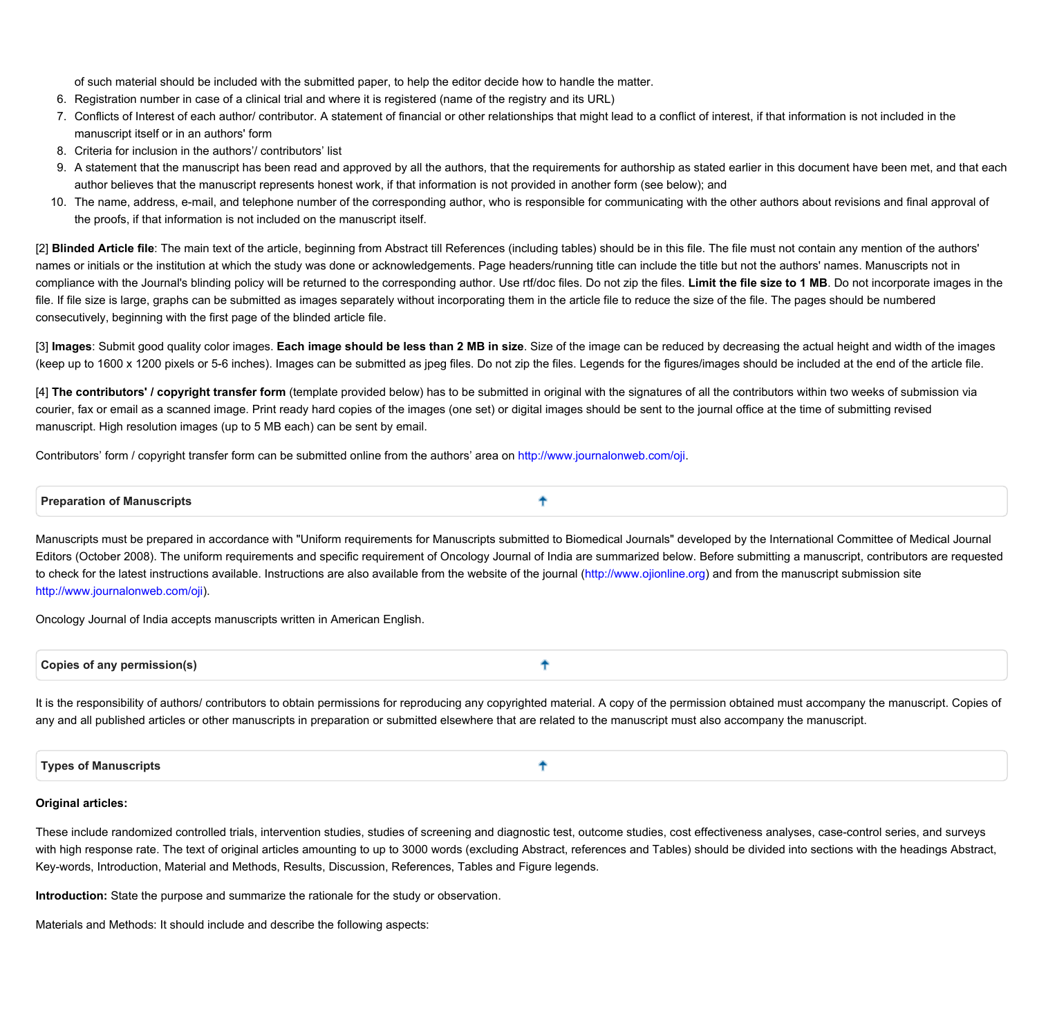of such material should be included with the submitted paper, to help the editor decide how to handle the matter.

6. Registration number in case of a clinical trial and where it is registered (name of the registry and its URL)
7. Conflicts of Interest of each author/ contributor. A statement of financial or other relationships that might lead to a conflict of interest, if that information is not included in the manuscript itself or in an authors' form
8. Criteria for inclusion in the authors'/ contributors' list
9. A statement that the manuscript has been read and approved by all the authors, that the requirements for authorship as stated earlier in this document have been met, and that each author believes that the manuscript represents honest work, if that information is not provided in another form (see below); and
10. The name, address, e-mail, and telephone number of the corresponding author, who is responsible for communicating with the other authors about revisions and final approval of the proofs, if that information is not included on the manuscript itself.

[2] **Blinded Article file**: The main text of the article, beginning from Abstract till References (including tables) should be in this file. The file must not contain any mention of the authors' names or initials or the institution at which the study was done or acknowledgements. Page headers/running title can include the title but not the authors' names. Manuscripts not in compliance with the Journal's blinding policy will be returned to the corresponding author. Use rtf/doc files. Do not zip the files. **Limit the file size to 1 MB**. Do not incorporate images in the file. If file size is large, graphs can be submitted as images separately without incorporating them in the article file to reduce the size of the file. The pages should be numbered consecutively, beginning with the first page of the blinded article file.

[3] **Images**: Submit good quality color images. **Each image should be less than 2 MB in size**. Size of the image can be reduced by decreasing the actual height and width of the images (keep up to 1600 x 1200 pixels or 5-6 inches). Images can be submitted as jpeg files. Do not zip the files. Legends for the figures/images should be included at the end of the article file.

[4] **The contributors' / copyright transfer form** (template provided below) has to be submitted in original with the signatures of all the contributors within two weeks of submission via courier, fax or email as a scanned image. Print ready hard copies of the images (one set) or digital images should be sent to the journal office at the time of submitting revised manuscript. High resolution images (up to 5 MB each) can be sent by email.

Contributors' form / copyright transfer form can be submitted online from the authors' area on http://www.journalonweb.com/oji.

## Preparation of Manuscripts

Manuscripts must be prepared in accordance with "Uniform requirements for Manuscripts submitted to Biomedical Journals" developed by the International Committee of Medical Journal Editors (October 2008). The uniform requirements and specific requirement of Oncology Journal of India are summarized below. Before submitting a manuscript, contributors are requested to check for the latest instructions available. Instructions are also available from the website of the journal (http://www.ojionline.org) and from the manuscript submission site http://www.journalonweb.com/oji).

Oncology Journal of India accepts manuscripts written in American English.

## Copies of any permission(s)

It is the responsibility of authors/ contributors to obtain permissions for reproducing any copyrighted material. A copy of the permission obtained must accompany the manuscript. Copies of any and all published articles or other manuscripts in preparation or submitted elsewhere that are related to the manuscript must also accompany the manuscript.

## Types of Manuscripts

**Original articles:**

These include randomized controlled trials, intervention studies, studies of screening and diagnostic test, outcome studies, cost effectiveness analyses, case-control series, and surveys with high response rate. The text of original articles amounting to up to 3000 words (excluding Abstract, references and Tables) should be divided into sections with the headings Abstract, Key-words, Introduction, Material and Methods, Results, Discussion, References, Tables and Figure legends.

**Introduction:** State the purpose and summarize the rationale for the study or observation.

Materials and Methods: It should include and describe the following aspects: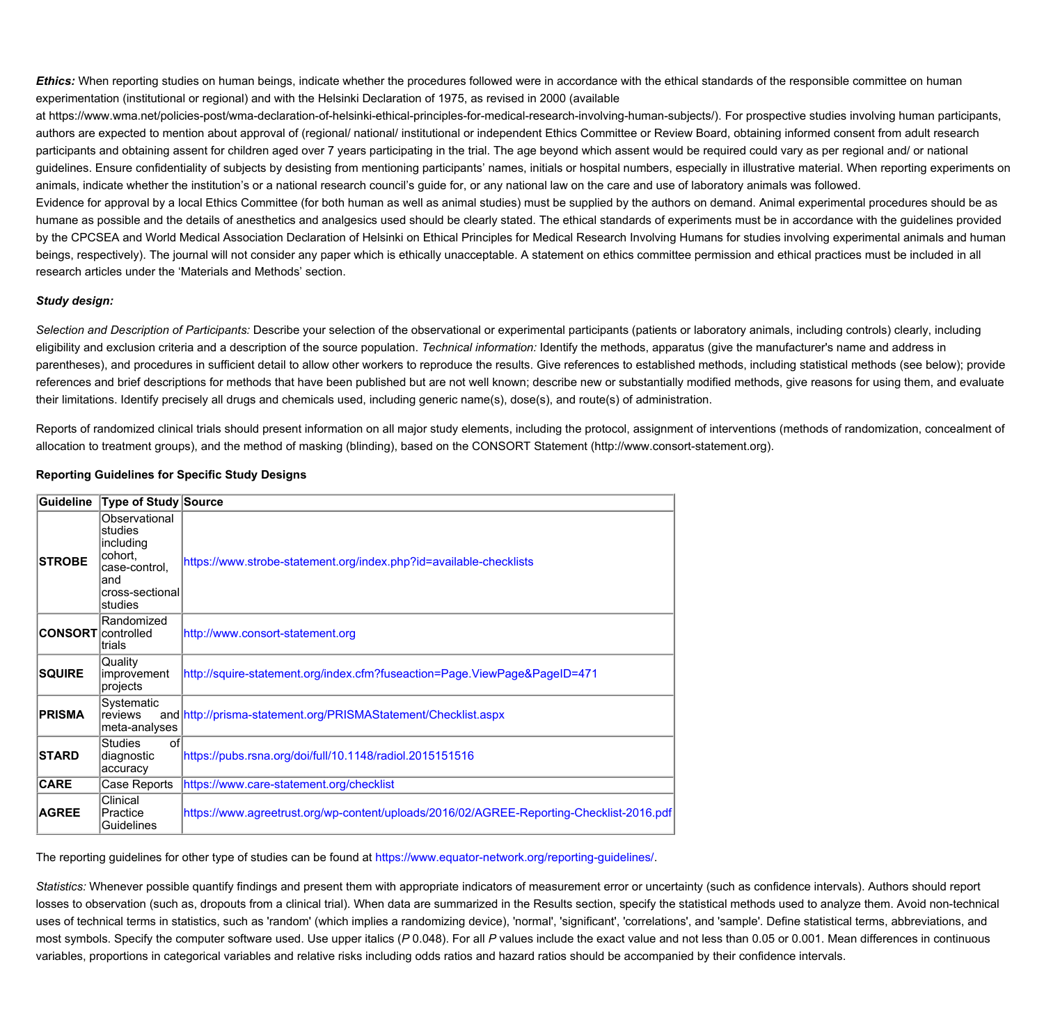***Ethics:*** When reporting studies on human beings, indicate whether the procedures followed were in accordance with the ethical standards of the responsible committee on human experimentation (institutional or regional) and with the Helsinki Declaration of 1975, as revised in 2000 (available at https://www.wma.net/policies-post/wma-declaration-of-helsinki-ethical-principles-for-medical-research-involving-human-subjects/). For prospective studies involving human participants, authors are expected to mention about approval of (regional/ national/ institutional or independent Ethics Committee or Review Board, obtaining informed consent from adult research participants and obtaining assent for children aged over 7 years participating in the trial. The age beyond which assent would be required could vary as per regional and/ or national guidelines. Ensure confidentiality of subjects by desisting from mentioning participants' names, initials or hospital numbers, especially in illustrative material. When reporting experiments on animals, indicate whether the institution's or a national research council's guide for, or any national law on the care and use of laboratory animals was followed.
Evidence for approval by a local Ethics Committee (for both human as well as animal studies) must be supplied by the authors on demand. Animal experimental procedures should be as humane as possible and the details of anesthetics and analgesics used should be clearly stated. The ethical standards of experiments must be in accordance with the guidelines provided by the CPCSEA and World Medical Association Declaration of Helsinki on Ethical Principles for Medical Research Involving Humans for studies involving experimental animals and human beings, respectively). The journal will not consider any paper which is ethically unacceptable. A statement on ethics committee permission and ethical practices must be included in all research articles under the 'Materials and Methods' section.

***Study design:***

*Selection and Description of Participants:* Describe your selection of the observational or experimental participants (patients or laboratory animals, including controls) clearly, including eligibility and exclusion criteria and a description of the source population. *Technical information:* Identify the methods, apparatus (give the manufacturer's name and address in parentheses), and procedures in sufficient detail to allow other workers to reproduce the results. Give references to established methods, including statistical methods (see below); provide references and brief descriptions for methods that have been published but are not well known; describe new or substantially modified methods, give reasons for using them, and evaluate their limitations. Identify precisely all drugs and chemicals used, including generic name(s), dose(s), and route(s) of administration.

Reports of randomized clinical trials should present information on all major study elements, including the protocol, assignment of interventions (methods of randomization, concealment of allocation to treatment groups), and the method of masking (blinding), based on the CONSORT Statement (http://www.consort-statement.org).

**Reporting Guidelines for Specific Study Designs**

| Guideline | Type of Study | Source |
|---|---|---|
| **STROBE** | Observational studies including cohort, case-control, and cross-sectional studies | https://www.strobe-statement.org/index.php?id=available-checklists |
| **CONSORT** | Randomized controlled trials | http://www.consort-statement.org |
| **SQUIRE** | Quality improvement projects | http://squire-statement.org/index.cfm?fuseaction=Page.ViewPage&PageID=471 |
| **PRISMA** | Systematic reviews and meta-analyses | http://prisma-statement.org/PRISMAStatement/Checklist.aspx |
| **STARD** | Studies of diagnostic accuracy | https://pubs.rsna.org/doi/full/10.1148/radiol.2015151516 |
| **CARE** | Case Reports | https://www.care-statement.org/checklist |
| **AGREE** | Clinical Practice Guidelines | https://www.agreetrust.org/wp-content/uploads/2016/02/AGREE-Reporting-Checklist-2016.pdf |

The reporting guidelines for other type of studies can be found at https://www.equator-network.org/reporting-guidelines/.

*Statistics:* Whenever possible quantify findings and present them with appropriate indicators of measurement error or uncertainty (such as confidence intervals). Authors should report losses to observation (such as, dropouts from a clinical trial). When data are summarized in the Results section, specify the statistical methods used to analyze them. Avoid non-technical uses of technical terms in statistics, such as 'random' (which implies a randomizing device), 'normal', 'significant', 'correlations', and 'sample'. Define statistical terms, abbreviations, and most symbols. Specify the computer software used. Use upper italics (*P* 0.048). For all *P* values include the exact value and not less than 0.05 or 0.001. Mean differences in continuous variables, proportions in categorical variables and relative risks including odds ratios and hazard ratios should be accompanied by their confidence intervals.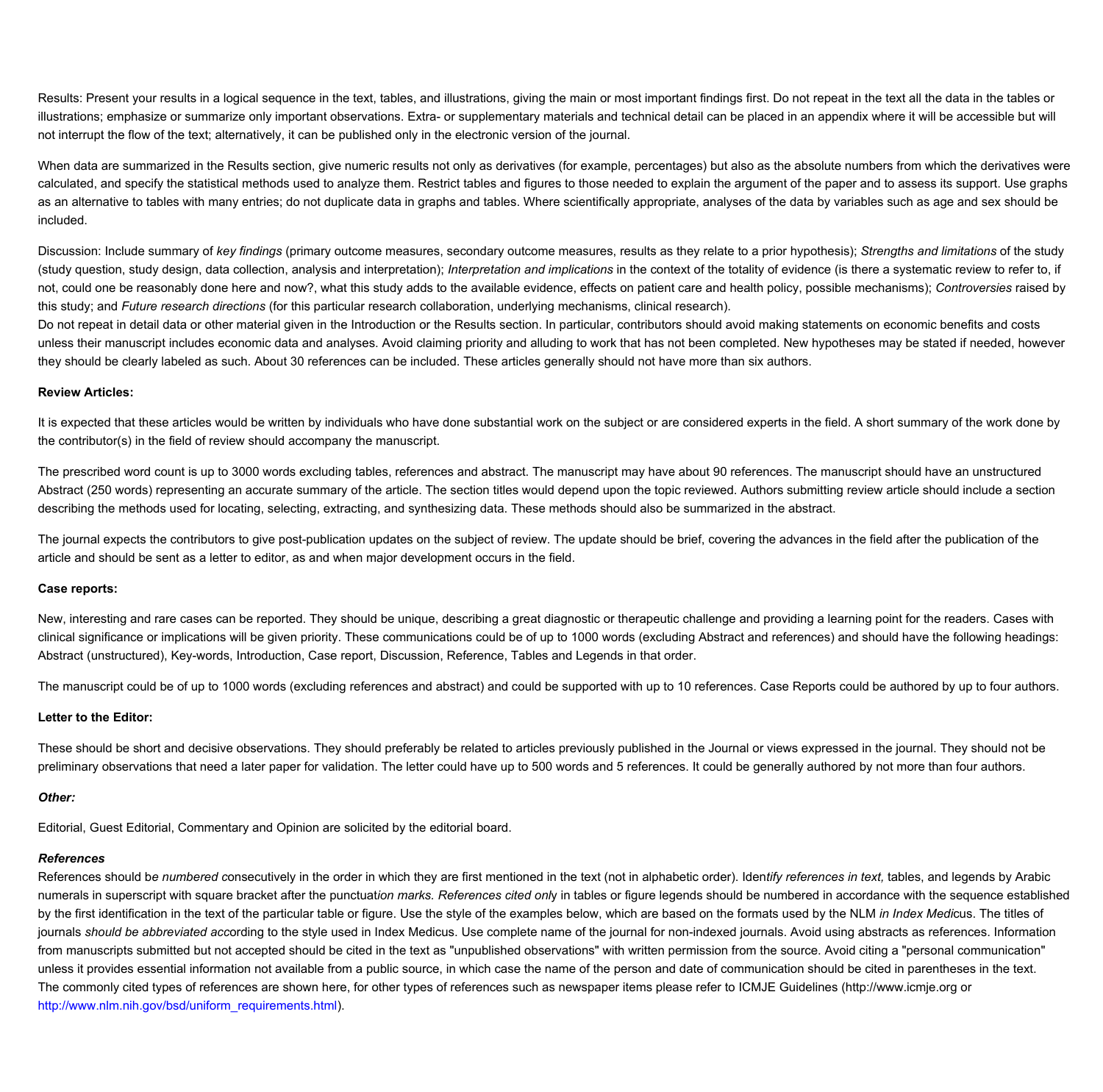Results: Present your results in a logical sequence in the text, tables, and illustrations, giving the main or most important findings first. Do not repeat in the text all the data in the tables or illustrations; emphasize or summarize only important observations. Extra- or supplementary materials and technical detail can be placed in an appendix where it will be accessible but will not interrupt the flow of the text; alternatively, it can be published only in the electronic version of the journal.

When data are summarized in the Results section, give numeric results not only as derivatives (for example, percentages) but also as the absolute numbers from which the derivatives were calculated, and specify the statistical methods used to analyze them. Restrict tables and figures to those needed to explain the argument of the paper and to assess its support. Use graphs as an alternative to tables with many entries; do not duplicate data in graphs and tables. Where scientifically appropriate, analyses of the data by variables such as age and sex should be included.

Discussion: Include summary of *key findings* (primary outcome measures, secondary outcome measures, results as they relate to a prior hypothesis); *Strengths and limitations* of the study (study question, study design, data collection, analysis and interpretation); *Interpretation and implications* in the context of the totality of evidence (is there a systematic review to refer to, if not, could one be reasonably done here and now?, what this study adds to the available evidence, effects on patient care and health policy, possible mechanisms); *Controversies* raised by this study; and *Future research directions* (for this particular research collaboration, underlying mechanisms, clinical research).
Do not repeat in detail data or other material given in the Introduction or the Results section. In particular, contributors should avoid making statements on economic benefits and costs unless their manuscript includes economic data and analyses. Avoid claiming priority and alluding to work that has not been completed. New hypotheses may be stated if needed, however they should be clearly labeled as such. About 30 references can be included. These articles generally should not have more than six authors.

**Review Articles:**

It is expected that these articles would be written by individuals who have done substantial work on the subject or are considered experts in the field. A short summary of the work done by the contributor(s) in the field of review should accompany the manuscript.

The prescribed word count is up to 3000 words excluding tables, references and abstract. The manuscript may have about 90 references. The manuscript should have an unstructured Abstract (250 words) representing an accurate summary of the article. The section titles would depend upon the topic reviewed. Authors submitting review article should include a section describing the methods used for locating, selecting, extracting, and synthesizing data. These methods should also be summarized in the abstract.

The journal expects the contributors to give post-publication updates on the subject of review. The update should be brief, covering the advances in the field after the publication of the article and should be sent as a letter to editor, as and when major development occurs in the field.

**Case reports:**

New, interesting and rare cases can be reported. They should be unique, describing a great diagnostic or therapeutic challenge and providing a learning point for the readers. Cases with clinical significance or implications will be given priority. These communications could be of up to 1000 words (excluding Abstract and references) and should have the following headings: Abstract (unstructured), Key-words, Introduction, Case report, Discussion, Reference, Tables and Legends in that order.

The manuscript could be of up to 1000 words (excluding references and abstract) and could be supported with up to 10 references. Case Reports could be authored by up to four authors.

**Letter to the Editor:**

These should be short and decisive observations. They should preferably be related to articles previously published in the Journal or views expressed in the journal. They should not be preliminary observations that need a later paper for validation. The letter could have up to 500 words and 5 references. It could be generally authored by not more than four authors.

***Other:***

Editorial, Guest Editorial, Commentary and Opinion are solicited by the editorial board.

***References***

References should be *numbered* consecutively in the order in which they are first mentioned in the text (not in alphabetic order). Iden*tify references in text,* tables, and legends by Arabic numerals in superscript with square bracket after the punctuat*ion marks. References cited onl*y in tables or figure legends should be numbered in accordance with the sequence established by the first identification in the text of the particular table or figure. Use the style of the examples below, which are based on the formats used by the NLM *in Index Medi*cus. The titles of journals *should be abbreviated acc*ording to the style used in Index Medicus. Use complete name of the journal for non-indexed journals. Avoid using abstracts as references. Information from manuscripts submitted but not accepted should be cited in the text as "unpublished observations" with written permission from the source. Avoid citing a "personal communication" unless it provides essential information not available from a public source, in which case the name of the person and date of communication should be cited in parentheses in the text. The commonly cited types of references are shown here, for other types of references such as newspaper items please refer to ICMJE Guidelines (http://www.icmje.org or http://www.nlm.nih.gov/bsd/uniform_requirements.html).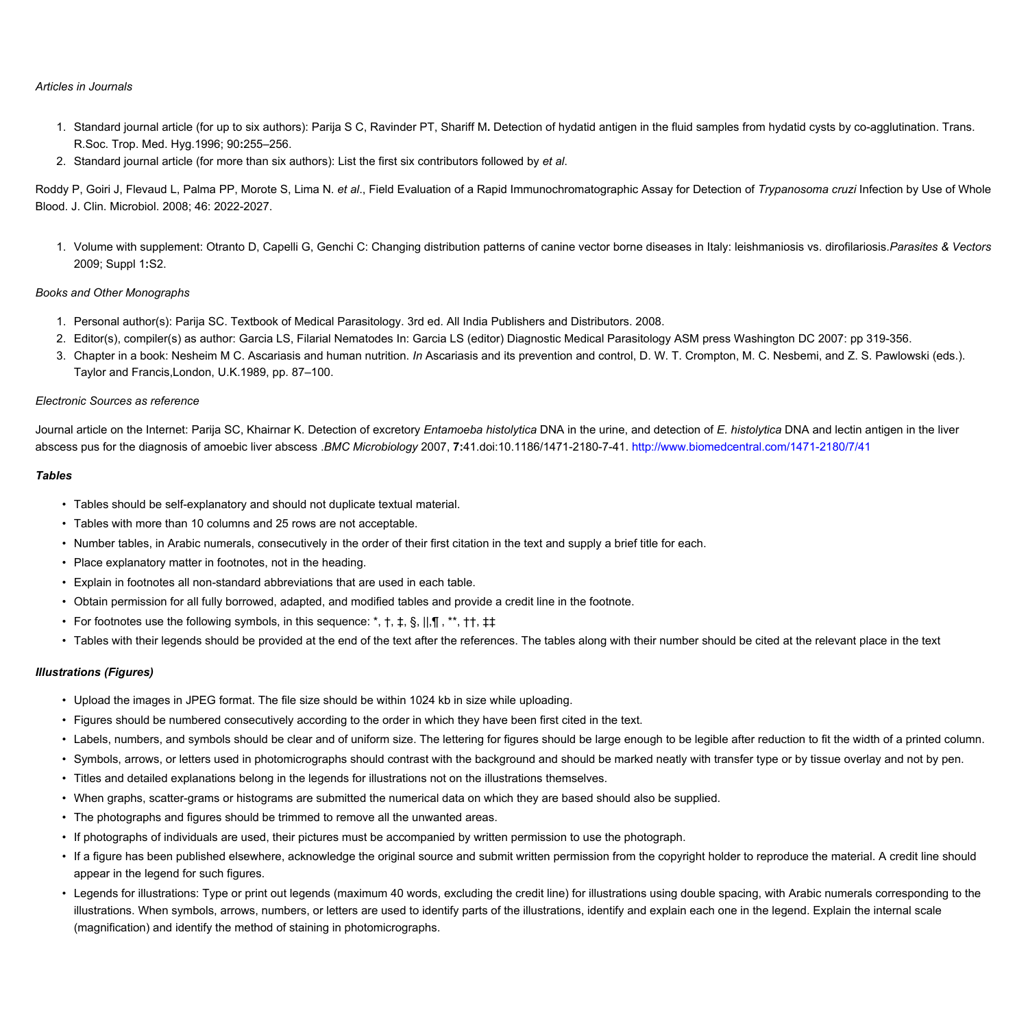*Articles in Journals*

1. Standard journal article (for up to six authors): Parija S C, Ravinder PT, Shariff M**.** Detection of hydatid antigen in the fluid samples from hydatid cysts by co-agglutination. Trans. R.Soc. Trop. Med. Hyg.1996; 90**:**255–256.
2. Standard journal article (for more than six authors): List the first six contributors followed by *et al*.

Roddy P, Goiri J, Flevaud L, Palma PP, Morote S, Lima N. *et al*., Field Evaluation of a Rapid Immunochromatographic Assay for Detection of *Trypanosoma cruzi* Infection by Use of Whole Blood. J. Clin. Microbiol. 2008; 46: 2022-2027.

1. Volume with supplement: Otranto D, Capelli G, Genchi C: Changing distribution patterns of canine vector borne diseases in Italy: leishmaniosis vs. dirofilariosis.*Parasites & Vectors* 2009; Suppl 1**:**S2.

*Books and Other Monographs*

1. Personal author(s): Parija SC. Textbook of Medical Parasitology. 3rd ed. All India Publishers and Distributors. 2008.
2. Editor(s), compiler(s) as author: Garcia LS, Filarial Nematodes In: Garcia LS (editor) Diagnostic Medical Parasitology ASM press Washington DC 2007: pp 319-356.
3. Chapter in a book: Nesheim M C. Ascariasis and human nutrition. *In* Ascariasis and its prevention and control, D. W. T. Crompton, M. C. Nesbemi, and Z. S. Pawlowski (eds.). Taylor and Francis,London, U.K.1989, pp. 87–100.

*Electronic Sources as reference*

Journal article on the Internet: Parija SC, Khairnar K. Detection of excretory *Entamoeba histolytica* DNA in the urine, and detection of *E. histolytica* DNA and lectin antigen in the liver abscess pus for the diagnosis of amoebic liver abscess .*BMC Microbiology* 2007, **7:**41.doi:10.1186/1471-2180-7-41. http://www.biomedcentral.com/1471-2180/7/41

***Tables***

- Tables should be self-explanatory and should not duplicate textual material.
- Tables with more than 10 columns and 25 rows are not acceptable.
- Number tables, in Arabic numerals, consecutively in the order of their first citation in the text and supply a brief title for each.
- Place explanatory matter in footnotes, not in the heading.
- Explain in footnotes all non-standard abbreviations that are used in each table.
- Obtain permission for all fully borrowed, adapted, and modified tables and provide a credit line in the footnote.
- For footnotes use the following symbols, in this sequence: *, †, ‡, §, ||,¶ , **, ††, ‡‡
- Tables with their legends should be provided at the end of the text after the references. The tables along with their number should be cited at the relevant place in the text

***Illustrations (Figures)***

- Upload the images in JPEG format. The file size should be within 1024 kb in size while uploading.
- Figures should be numbered consecutively according to the order in which they have been first cited in the text.
- Labels, numbers, and symbols should be clear and of uniform size. The lettering for figures should be large enough to be legible after reduction to fit the width of a printed column.
- Symbols, arrows, or letters used in photomicrographs should contrast with the background and should be marked neatly with transfer type or by tissue overlay and not by pen.
- Titles and detailed explanations belong in the legends for illustrations not on the illustrations themselves.
- When graphs, scatter-grams or histograms are submitted the numerical data on which they are based should also be supplied.
- The photographs and figures should be trimmed to remove all the unwanted areas.
- If photographs of individuals are used, their pictures must be accompanied by written permission to use the photograph.
- If a figure has been published elsewhere, acknowledge the original source and submit written permission from the copyright holder to reproduce the material. A credit line should appear in the legend for such figures.
- Legends for illustrations: Type or print out legends (maximum 40 words, excluding the credit line) for illustrations using double spacing, with Arabic numerals corresponding to the illustrations. When symbols, arrows, numbers, or letters are used to identify parts of the illustrations, identify and explain each one in the legend. Explain the internal scale (magnification) and identify the method of staining in photomicrographs.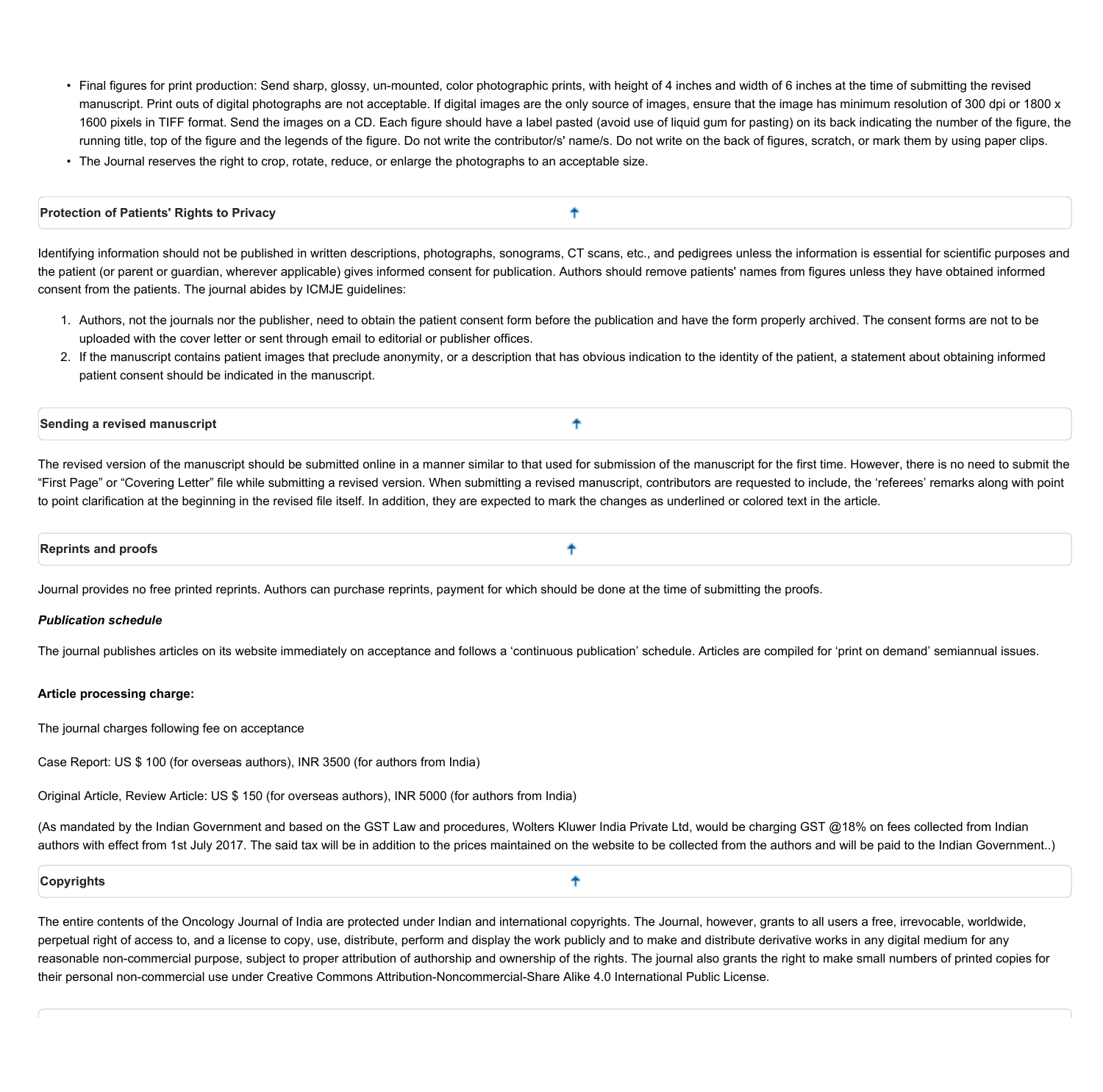- Final figures for print production: Send sharp, glossy, un-mounted, color photographic prints, with height of 4 inches and width of 6 inches at the time of submitting the revised manuscript. Print outs of digital photographs are not acceptable. If digital images are the only source of images, ensure that the image has minimum resolution of 300 dpi or 1800 x 1600 pixels in TIFF format. Send the images on a CD. Each figure should have a label pasted (avoid use of liquid gum for pasting) on its back indicating the number of the figure, the running title, top of the figure and the legends of the figure. Do not write the contributor/s' name/s. Do not write on the back of figures, scratch, or mark them by using paper clips.
- The Journal reserves the right to crop, rotate, reduce, or enlarge the photographs to an acceptable size.

## Protection of Patients' Rights to Privacy

Identifying information should not be published in written descriptions, photographs, sonograms, CT scans, etc., and pedigrees unless the information is essential for scientific purposes and the patient (or parent or guardian, wherever applicable) gives informed consent for publication. Authors should remove patients' names from figures unless they have obtained informed consent from the patients. The journal abides by ICMJE guidelines:

1. Authors, not the journals nor the publisher, need to obtain the patient consent form before the publication and have the form properly archived. The consent forms are not to be uploaded with the cover letter or sent through email to editorial or publisher offices.
2. If the manuscript contains patient images that preclude anonymity, or a description that has obvious indication to the identity of the patient, a statement about obtaining informed patient consent should be indicated in the manuscript.

## Sending a revised manuscript

The revised version of the manuscript should be submitted online in a manner similar to that used for submission of the manuscript for the first time. However, there is no need to submit the “First Page” or “Covering Letter” file while submitting a revised version. When submitting a revised manuscript, contributors are requested to include, the ‘referees’ remarks along with point to point clarification at the beginning in the revised file itself. In addition, they are expected to mark the changes as underlined or colored text in the article.

## Reprints and proofs

Journal provides no free printed reprints. Authors can purchase reprints, payment for which should be done at the time of submitting the proofs.

***Publication schedule***

The journal publishes articles on its website immediately on acceptance and follows a ‘continuous publication’ schedule. Articles are compiled for ‘print on demand’ semiannual issues.

**Article processing charge:**

The journal charges following fee on acceptance

Case Report: US $ 100 (for overseas authors), INR 3500 (for authors from India)

Original Article, Review Article: US $ 150 (for overseas authors), INR 5000 (for authors from India)

(As mandated by the Indian Government and based on the GST Law and procedures, Wolters Kluwer India Private Ltd, would be charging GST @18% on fees collected from Indian authors with effect from 1st July 2017. The said tax will be in addition to the prices maintained on the website to be collected from the authors and will be paid to the Indian Government..)

## Copyrights

The entire contents of the Oncology Journal of India are protected under Indian and international copyrights. The Journal, however, grants to all users a free, irrevocable, worldwide, perpetual right of access to, and a license to copy, use, distribute, perform and display the work publicly and to make and distribute derivative works in any digital medium for any reasonable non-commercial purpose, subject to proper attribution of authorship and ownership of the rights. The journal also grants the right to make small numbers of printed copies for their personal non-commercial use under Creative Commons Attribution-Noncommercial-Share Alike 4.0 International Public License.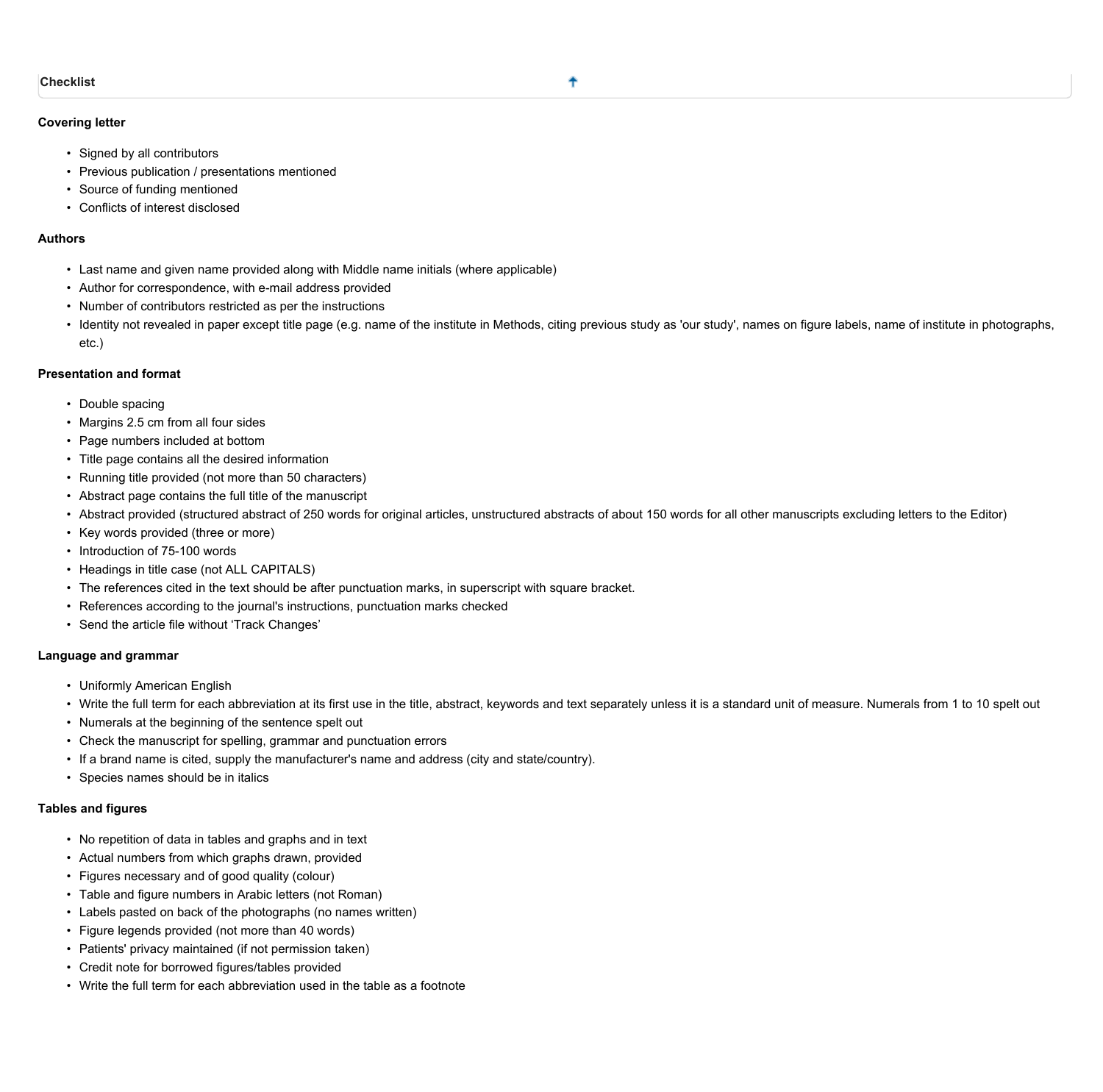## Checklist

### Covering letter

- Signed by all contributors
- Previous publication / presentations mentioned
- Source of funding mentioned
- Conflicts of interest disclosed

### Authors

- Last name and given name provided along with Middle name initials (where applicable)
- Author for correspondence, with e-mail address provided
- Number of contributors restricted as per the instructions
- Identity not revealed in paper except title page (e.g. name of the institute in Methods, citing previous study as 'our study', names on figure labels, name of institute in photographs, etc.)

### Presentation and format

- Double spacing
- Margins 2.5 cm from all four sides
- Page numbers included at bottom
- Title page contains all the desired information
- Running title provided (not more than 50 characters)
- Abstract page contains the full title of the manuscript
- Abstract provided (structured abstract of 250 words for original articles, unstructured abstracts of about 150 words for all other manuscripts excluding letters to the Editor)
- Key words provided (three or more)
- Introduction of 75-100 words
- Headings in title case (not ALL CAPITALS)
- The references cited in the text should be after punctuation marks, in superscript with square bracket.
- References according to the journal's instructions, punctuation marks checked
- Send the article file without 'Track Changes'

### Language and grammar

- Uniformly American English
- Write the full term for each abbreviation at its first use in the title, abstract, keywords and text separately unless it is a standard unit of measure. Numerals from 1 to 10 spelt out
- Numerals at the beginning of the sentence spelt out
- Check the manuscript for spelling, grammar and punctuation errors
- If a brand name is cited, supply the manufacturer's name and address (city and state/country).
- Species names should be in italics

### Tables and figures

- No repetition of data in tables and graphs and in text
- Actual numbers from which graphs drawn, provided
- Figures necessary and of good quality (colour)
- Table and figure numbers in Arabic letters (not Roman)
- Labels pasted on back of the photographs (no names written)
- Figure legends provided (not more than 40 words)
- Patients' privacy maintained (if not permission taken)
- Credit note for borrowed figures/tables provided
- Write the full term for each abbreviation used in the table as a footnote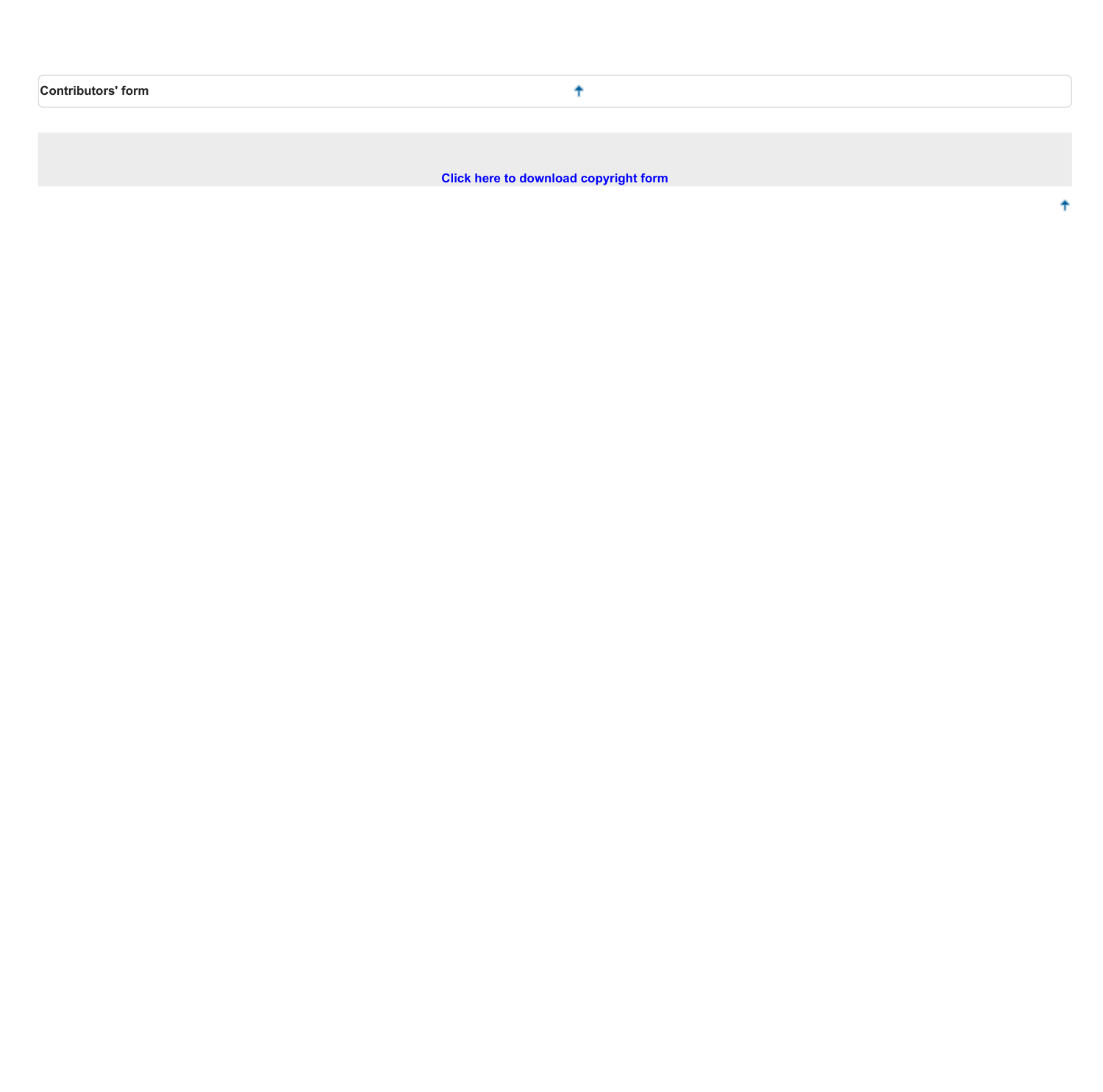**Contributors' form**

**Click here to download copyright form**